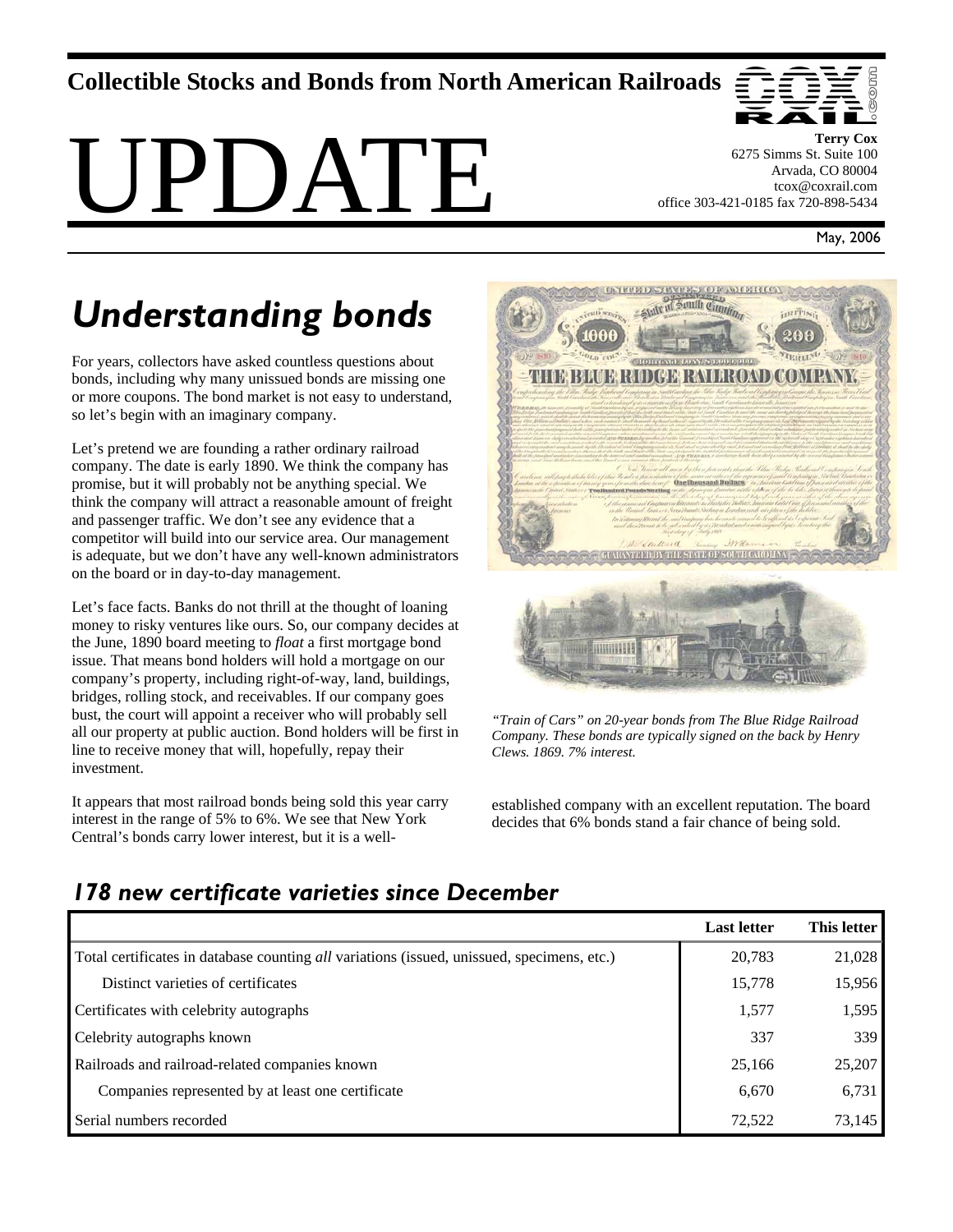**Collectible Stocks and Bonds from North American Railroads**

# UPDATE

**Terry Cox**
6275 Simms St. Suite 100
Arvada, CO 80004
tcox@coxrail.com
office 303-421-0185 fax 720-898-5434

May, 2006

## *Understanding bonds*

For years, collectors have asked countless questions about bonds, including why many unissued bonds are missing one or more coupons. The bond market is not easy to understand, so let's begin with an imaginary company.

Let's pretend we are founding a rather ordinary railroad company. The date is early 1890. We think the company has promise, but it will probably not be anything special. We think the company will attract a reasonable amount of freight and passenger traffic. We don't see any evidence that a competitor will build into our service area. Our management is adequate, but we don't have any well-known administrators on the board or in day-to-day management.

Let's face facts. Banks do not thrill at the thought of loaning money to risky ventures like ours. So, our company decides at the June, 1890 board meeting to *float* a first mortgage bond issue. That means bond holders will hold a mortgage on our company's property, including right-of-way, land, buildings, bridges, rolling stock, and receivables. If our company goes bust, the court will appoint a receiver who will probably sell all our property at public auction. Bond holders will be first in line to receive money that will, hopefully, repay their investment.

It appears that most railroad bonds being sold this year carry interest in the range of 5% to 6%. We see that New York Central's bonds carry lower interest, but it is a well-established company with an excellent reputation. The board decides that 6% bonds stand a fair chance of being sold.

*"Train of Cars" on 20-year bonds from The Blue Ridge Railroad Company. These bonds are typically signed on the back by Henry Clews. 1869. 7% interest.*

## *178 new certificate varieties since December*

| | Last letter | This letter |
|---|---|---|
| Total certificates in database counting *all* variations (issued, unissued, specimens, etc.) | 20,783 | 21,028 |
| Distinct varieties of certificates | 15,778 | 15,956 |
| Certificates with celebrity autographs | 1,577 | 1,595 |
| Celebrity autographs known | 337 | 339 |
| Railroads and railroad-related companies known | 25,166 | 25,207 |
| Companies represented by at least one certificate | 6,670 | 6,731 |
| Serial numbers recorded | 72,522 | 73,145 |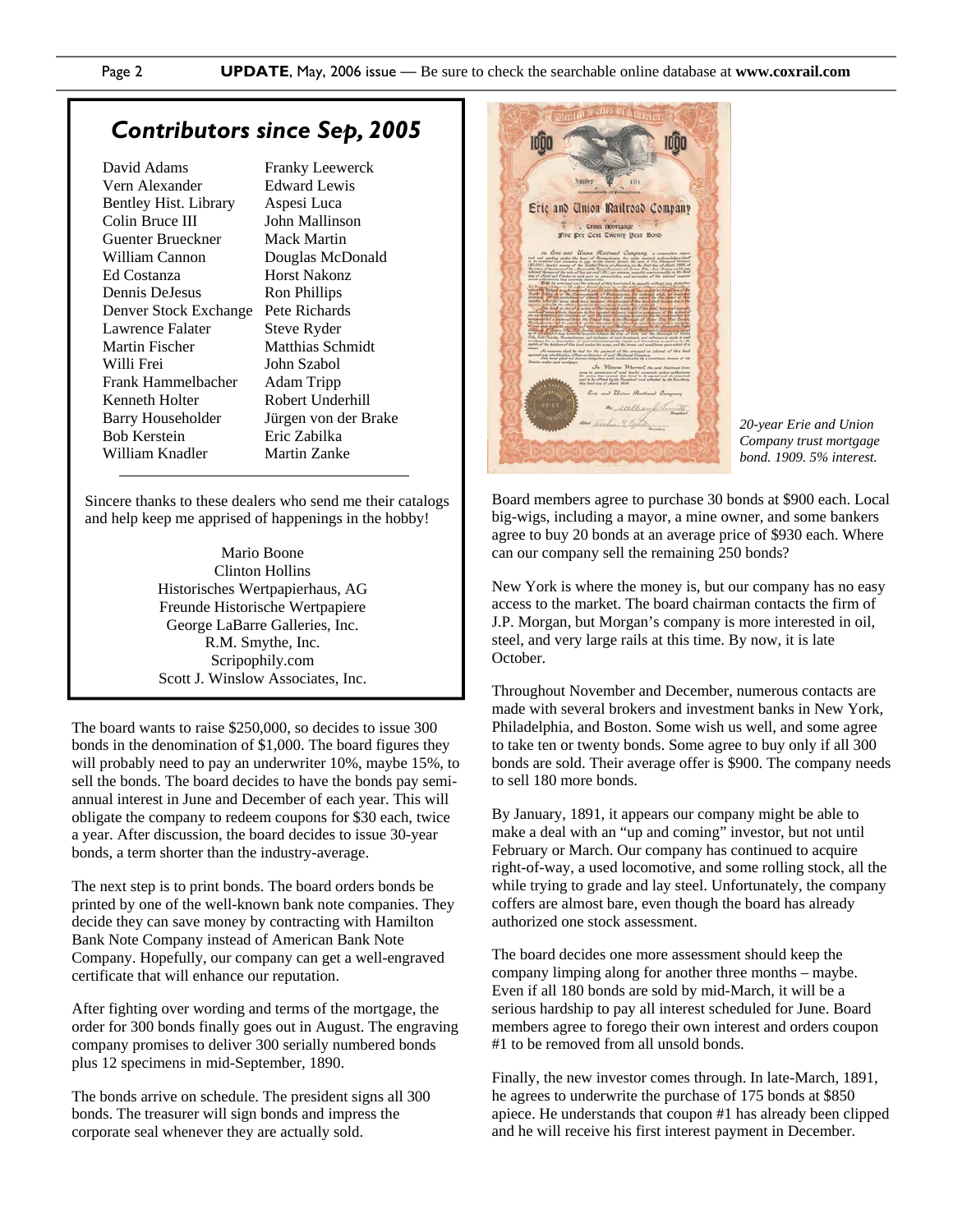## Contributors since Sep, 2005

David Adams
Vern Alexander
Bentley Hist. Library
Colin Bruce III
Guenter Brueckner
William Cannon
Ed Costanza
Dennis DeJesus
Denver Stock Exchange
Lawrence Falater
Martin Fischer
Willi Frei
Frank Hammelbacher
Kenneth Holter
Barry Householder
Bob Kerstein
William Knadler
Franky Leewerck
Edward Lewis
Aspesi Luca
John Mallinson
Mack Martin
William Cannon
Douglas McDonald
Horst Nakonz
Ron Phillips
Pete Richards
Steve Ryder
Matthias Schmidt
John Szabol
Adam Tripp
Robert Underhill
Jürgen von der Brake
Eric Zabilka
Martin Zanke

Sincere thanks to these dealers who send me their catalogs and help keep me apprised of happenings in the hobby!

Mario Boone
Clinton Hollins
Historisches Wertpapierhaus, AG
Freunde Historische Wertpapiere
George LaBarre Galleries, Inc.
R.M. Smythe, Inc.
Scripophily.com
Scott J. Winslow Associates, Inc.

The board wants to raise $250,000, so decides to issue 300 bonds in the denomination of $1,000. The board figures they will probably need to pay an underwriter 10%, maybe 15%, to sell the bonds. The board decides to have the bonds pay semi-annual interest in June and December of each year. This will obligate the company to redeem coupons for $30 each, twice a year. After discussion, the board decides to issue 30-year bonds, a term shorter than the industry-average.

The next step is to print bonds. The board orders bonds be printed by one of the well-known bank note companies. They decide they can save money by contracting with Hamilton Bank Note Company instead of American Bank Note Company. Hopefully, our company can get a well-engraved certificate that will enhance our reputation.

After fighting over wording and terms of the mortgage, the order for 300 bonds finally goes out in August. The engraving company promises to deliver 300 serially numbered bonds plus 12 specimens in mid-September, 1890.

The bonds arrive on schedule. The president signs all 300 bonds. The treasurer will sign bonds and impress the corporate seal whenever they are actually sold.

*20-year Erie and Union Company trust mortgage bond. 1909. 5% interest.*

Board members agree to purchase 30 bonds at $900 each. Local big-wigs, including a mayor, a mine owner, and some bankers agree to buy 20 bonds at an average price of $930 each. Where can our company sell the remaining 250 bonds?

New York is where the money is, but our company has no easy access to the market. The board chairman contacts the firm of J.P. Morgan, but Morgan's company is more interested in oil, steel, and very large rails at this time. By now, it is late October.

Throughout November and December, numerous contacts are made with several brokers and investment banks in New York, Philadelphia, and Boston. Some wish us well, and some agree to take ten or twenty bonds. Some agree to buy only if all 300 bonds are sold. Their average offer is $900. The company needs to sell 180 more bonds.

By January, 1891, it appears our company might be able to make a deal with an "up and coming" investor, but not until February or March. Our company has continued to acquire right-of-way, a used locomotive, and some rolling stock, all the while trying to grade and lay steel. Unfortunately, the company coffers are almost bare, even though the board has already authorized one stock assessment.

The board decides one more assessment should keep the company limping along for another three months – maybe. Even if all 180 bonds are sold by mid-March, it will be a serious hardship to pay all interest scheduled for June. Board members agree to forego their own interest and orders coupon #1 to be removed from all unsold bonds.

Finally, the new investor comes through. In late-March, 1891, he agrees to underwrite the purchase of 175 bonds at $850 apiece. He understands that coupon #1 has already been clipped and he will receive his first interest payment in December.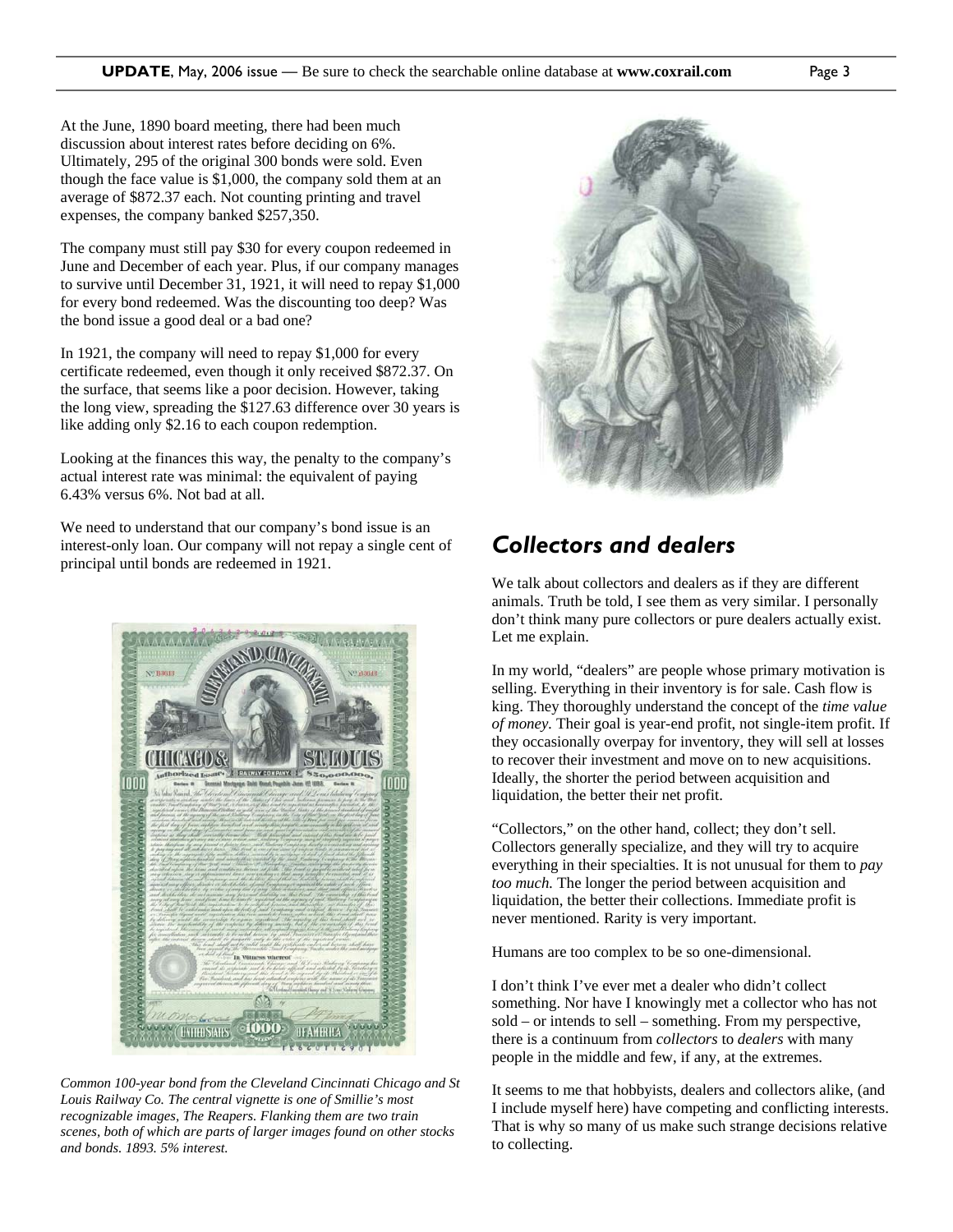At the June, 1890 board meeting, there had been much discussion about interest rates before deciding on 6%. Ultimately, 295 of the original 300 bonds were sold. Even though the face value is $1,000, the company sold them at an average of $872.37 each. Not counting printing and travel expenses, the company banked $257,350.

The company must still pay $30 for every coupon redeemed in June and December of each year. Plus, if our company manages to survive until December 31, 1921, it will need to repay $1,000 for every bond redeemed. Was the discounting too deep? Was the bond issue a good deal or a bad one?

In 1921, the company will need to repay $1,000 for every certificate redeemed, even though it only received $872.37. On the surface, that seems like a poor decision. However, taking the long view, spreading the $127.63 difference over 30 years is like adding only $2.16 to each coupon redemption.

Looking at the finances this way, the penalty to the company's actual interest rate was minimal: the equivalent of paying 6.43% versus 6%. Not bad at all.

We need to understand that our company's bond issue is an interest-only loan. Our company will not repay a single cent of principal until bonds are redeemed in 1921.

*Common 100-year bond from the Cleveland Cincinnati Chicago and St Louis Railway Co. The central vignette is one of Smillie's most recognizable images, The Reapers. Flanking them are two train scenes, both of which are parts of larger images found on other stocks and bonds. 1893. 5% interest.*

## *Collectors and dealers*

We talk about collectors and dealers as if they are different animals. Truth be told, I see them as very similar. I personally don't think many pure collectors or pure dealers actually exist. Let me explain.

In my world, "dealers" are people whose primary motivation is selling. Everything in their inventory is for sale. Cash flow is king. They thoroughly understand the concept of the *time value of money*. Their goal is year-end profit, not single-item profit. If they occasionally overpay for inventory, they will sell at losses to recover their investment and move on to new acquisitions. Ideally, the shorter the period between acquisition and liquidation, the better their net profit.

"Collectors," on the other hand, collect; they don't sell. Collectors generally specialize, and they will try to acquire everything in their specialties. It is not unusual for them to *pay too much*. The longer the period between acquisition and liquidation, the better their collections. Immediate profit is never mentioned. Rarity is very important.

Humans are too complex to be so one-dimensional.

I don't think I've ever met a dealer who didn't collect something. Nor have I knowingly met a collector who has not sold – or intends to sell – something. From my perspective, there is a continuum from *collectors* to *dealers* with many people in the middle and few, if any, at the extremes.

It seems to me that hobbyists, dealers and collectors alike, (and I include myself here) have competing and conflicting interests. That is why so many of us make such strange decisions relative to collecting.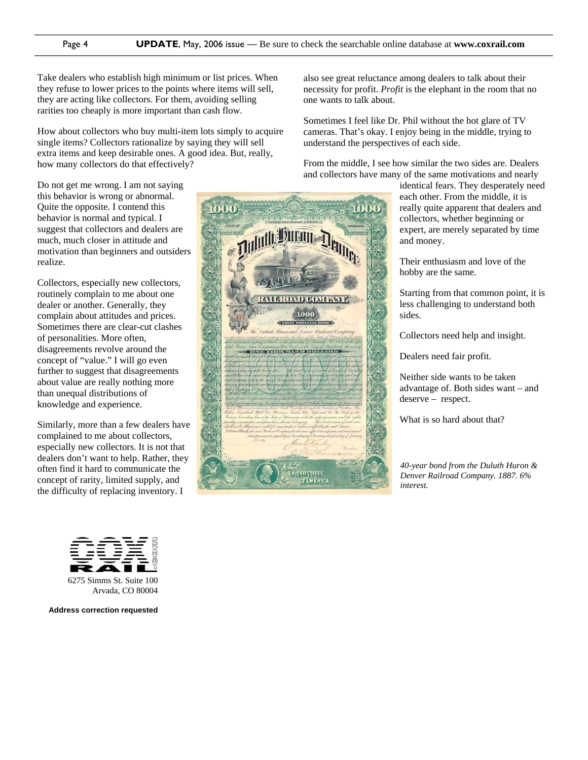Take dealers who establish high minimum or list prices. When they refuse to lower prices to the points where items will sell, they are acting like collectors. For them, avoiding selling rarities too cheaply is more important than cash flow.

How about collectors who buy multi-item lots simply to acquire single items? Collectors rationalize by saying they will sell extra items and keep desirable ones. A good idea. But, really, how many collectors do that effectively?

Do not get me wrong. I am not saying this behavior is wrong or abnormal. Quite the opposite. I contend this behavior is normal and typical. I suggest that collectors and dealers are much, much closer in attitude and motivation than beginners and outsiders realize.

Collectors, especially new collectors, routinely complain to me about one dealer or another. Generally, they complain about attitudes and prices. Sometimes there are clear-cut clashes of personalities. More often, disagreements revolve around the concept of "value." I will go even further to suggest that disagreements about value are really nothing more than unequal distributions of knowledge and experience.

Similarly, more than a few dealers have complained to me about collectors, especially new collectors. It is not that dealers don't want to help. Rather, they often find it hard to communicate the concept of rarity, limited supply, and the difficulty of replacing inventory. I also see great reluctance among dealers to talk about their necessity for profit. *Profit* is the elephant in the room that no one wants to talk about.

Sometimes I feel like Dr. Phil without the hot glare of TV cameras. That's okay. I enjoy being in the middle, trying to understand the perspectives of each side.

From the middle, I see how similar the two sides are. Dealers and collectors have many of the same motivations and nearly identical fears. They desperately need each other. From the middle, it is really quite apparent that dealers and collectors, whether beginning or expert, are merely separated by time and money.

Their enthusiasm and love of the hobby are the same.

Starting from that common point, it is less challenging to understand both sides.

Collectors need help and insight.

Dealers need fair profit.

Neither side wants to be taken advantage of. Both sides want – and deserve – respect.

What is so hard about that?

*40-year bond from the Duluth Huron & Denver Railroad Company. 1887. 6% interest.*

COX RAIL .com
6275 Simms St. Suite 100
Arvada, CO 80004

**Address correction requested**